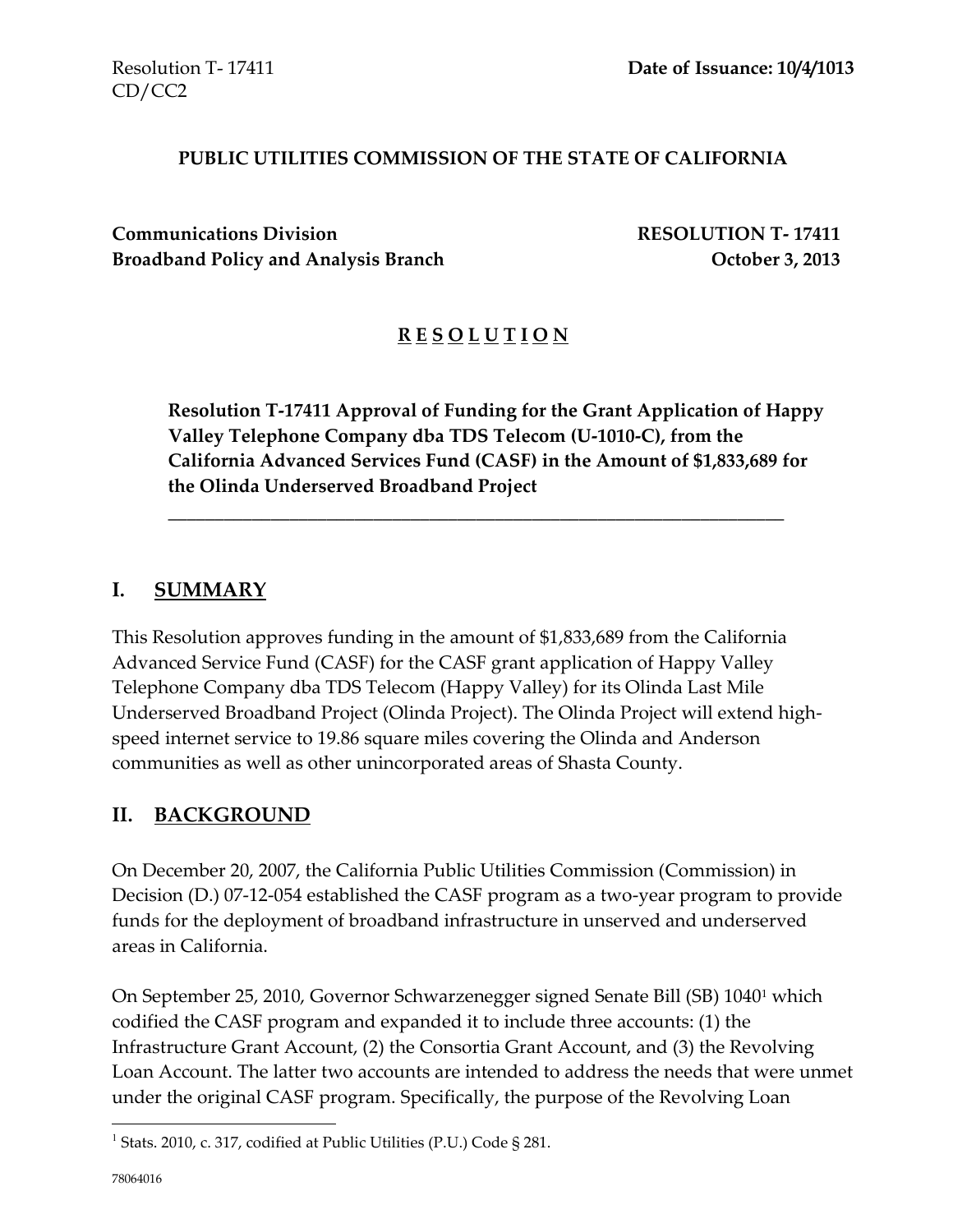Resolution T- 17411
CD/CC2

**Date of Issuance: 10/4/1013**

**PUBLIC UTILITIES COMMISSION OF THE STATE OF CALIFORNIA**

**Communications Division** **RESOLUTION T- 17411**
**Broadband Policy and Analysis Branch** **October 3, 2013**

# R E S O L U T I O N

**Resolution T-17411 Approval of Funding for the Grant Application of Happy Valley Telephone Company dba TDS Telecom (U-1010-C), from the California Advanced Services Fund (CASF) in the Amount of $1,833,689 for the Olinda Underserved Broadband Project**

---

## I. SUMMARY

This Resolution approves funding in the amount of $1,833,689 from the California Advanced Service Fund (CASF) for the CASF grant application of Happy Valley Telephone Company dba TDS Telecom (Happy Valley) for its Olinda Last Mile Underserved Broadband Project (Olinda Project). The Olinda Project will extend high-speed internet service to 19.86 square miles covering the Olinda and Anderson communities as well as other unincorporated areas of Shasta County.

## II. BACKGROUND

On December 20, 2007, the California Public Utilities Commission (Commission) in Decision (D.) 07-12-054 established the CASF program as a two-year program to provide funds for the deployment of broadband infrastructure in unserved and underserved areas in California.

On September 25, 2010, Governor Schwarzenegger signed Senate Bill (SB) 1040[1] which codified the CASF program and expanded it to include three accounts: (1) the Infrastructure Grant Account, (2) the Consortia Grant Account, and (3) the Revolving Loan Account. The latter two accounts are intended to address the needs that were unmet under the original CASF program. Specifically, the purpose of the Revolving Loan

[1] Stats. 2010, c. 317, codified at Public Utilities (P.U.) Code § 281.

78064016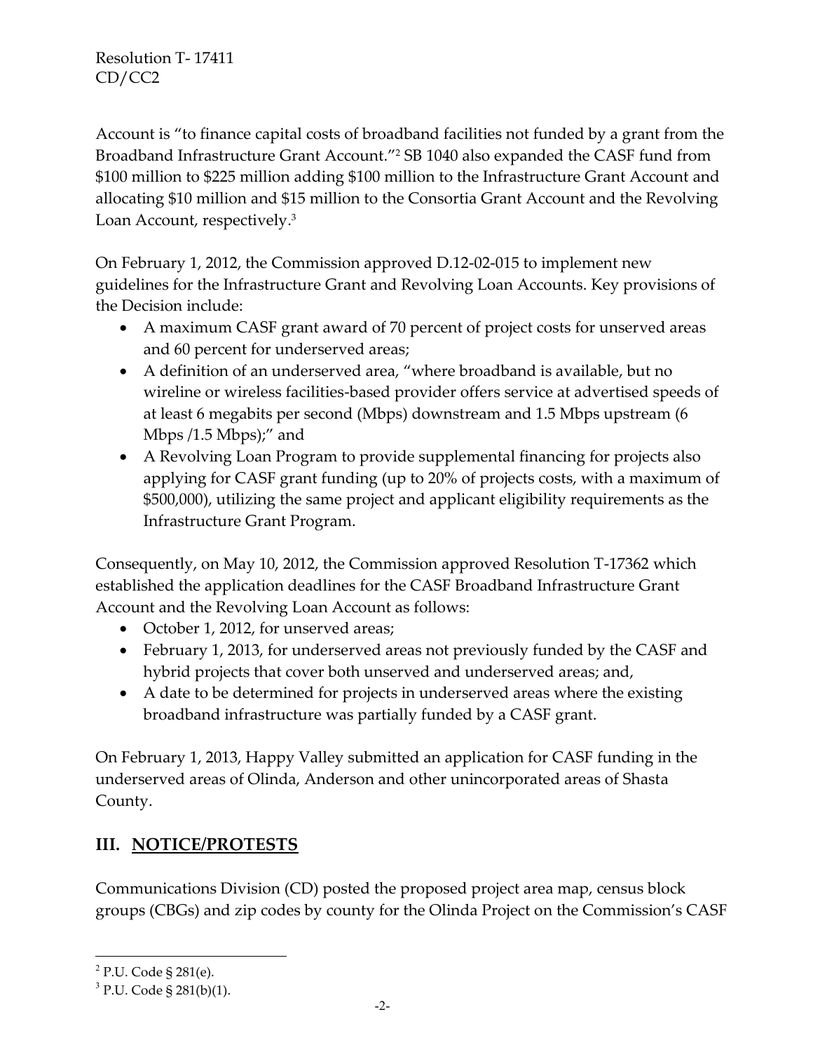Account is "to finance capital costs of broadband facilities not funded by a grant from the Broadband Infrastructure Grant Account."[2] SB 1040 also expanded the CASF fund from \$100 million to \$225 million adding \$100 million to the Infrastructure Grant Account and allocating \$10 million and \$15 million to the Consortia Grant Account and the Revolving Loan Account, respectively.[3]

On February 1, 2012, the Commission approved D.12-02-015 to implement new guidelines for the Infrastructure Grant and Revolving Loan Accounts. Key provisions of the Decision include:

- A maximum CASF grant award of 70 percent of project costs for unserved areas and 60 percent for underserved areas;
- A definition of an underserved area, "where broadband is available, but no wireline or wireless facilities-based provider offers service at advertised speeds of at least 6 megabits per second (Mbps) downstream and 1.5 Mbps upstream (6 Mbps /1.5 Mbps);" and
- A Revolving Loan Program to provide supplemental financing for projects also applying for CASF grant funding (up to 20% of projects costs, with a maximum of \$500,000), utilizing the same project and applicant eligibility requirements as the Infrastructure Grant Program.

Consequently, on May 10, 2012, the Commission approved Resolution T-17362 which established the application deadlines for the CASF Broadband Infrastructure Grant Account and the Revolving Loan Account as follows:

- October 1, 2012, for unserved areas;
- February 1, 2013, for underserved areas not previously funded by the CASF and hybrid projects that cover both unserved and underserved areas; and,
- A date to be determined for projects in underserved areas where the existing broadband infrastructure was partially funded by a CASF grant.

On February 1, 2013, Happy Valley submitted an application for CASF funding in the underserved areas of Olinda, Anderson and other unincorporated areas of Shasta County.

## III. NOTICE/PROTESTS

Communications Division (CD) posted the proposed project area map, census block groups (CBGs) and zip codes by county for the Olinda Project on the Commission's CASF

[2] P.U. Code § 281(e).

[3] P.U. Code § 281(b)(1).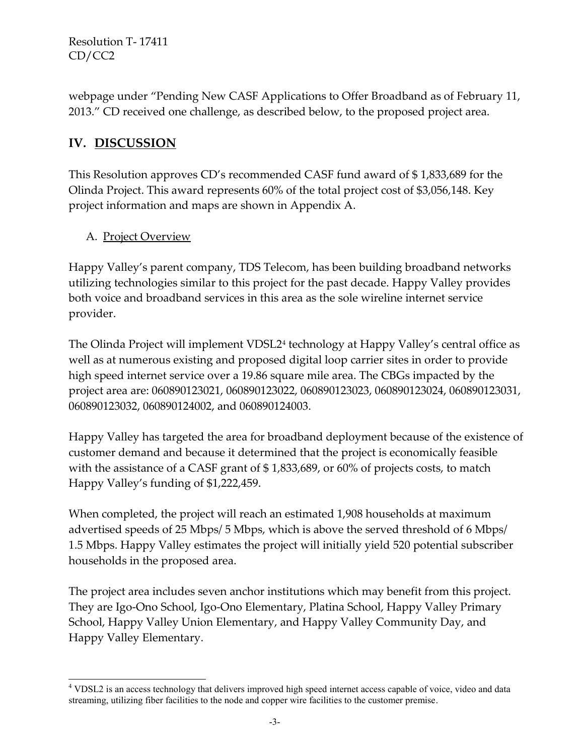webpage under "Pending New CASF Applications to Offer Broadband as of February 11, 2013." CD received one challenge, as described below, to the proposed project area.

## IV. DISCUSSION

This Resolution approves CD's recommended CASF fund award of $ 1,833,689 for the Olinda Project. This award represents 60% of the total project cost of $3,056,148. Key project information and maps are shown in Appendix A.

### A. Project Overview

Happy Valley's parent company, TDS Telecom, has been building broadband networks utilizing technologies similar to this project for the past decade. Happy Valley provides both voice and broadband services in this area as the sole wireline internet service provider.

The Olinda Project will implement VDSL2[4] technology at Happy Valley's central office as well as at numerous existing and proposed digital loop carrier sites in order to provide high speed internet service over a 19.86 square mile area. The CBGs impacted by the project area are: 060890123021, 060890123022, 060890123023, 060890123024, 060890123031, 060890123032, 060890124002, and 060890124003.

Happy Valley has targeted the area for broadband deployment because of the existence of customer demand and because it determined that the project is economically feasible with the assistance of a CASF grant of $ 1,833,689, or 60% of projects costs, to match Happy Valley's funding of $1,222,459.

When completed, the project will reach an estimated 1,908 households at maximum advertised speeds of 25 Mbps/ 5 Mbps, which is above the served threshold of 6 Mbps/ 1.5 Mbps. Happy Valley estimates the project will initially yield 520 potential subscriber households in the proposed area.

The project area includes seven anchor institutions which may benefit from this project. They are Igo-Ono School, Igo-Ono Elementary, Platina School, Happy Valley Primary School, Happy Valley Union Elementary, and Happy Valley Community Day, and Happy Valley Elementary.

---

[4] VDSL2 is an access technology that delivers improved high speed internet access capable of voice, video and data streaming, utilizing fiber facilities to the node and copper wire facilities to the customer premise.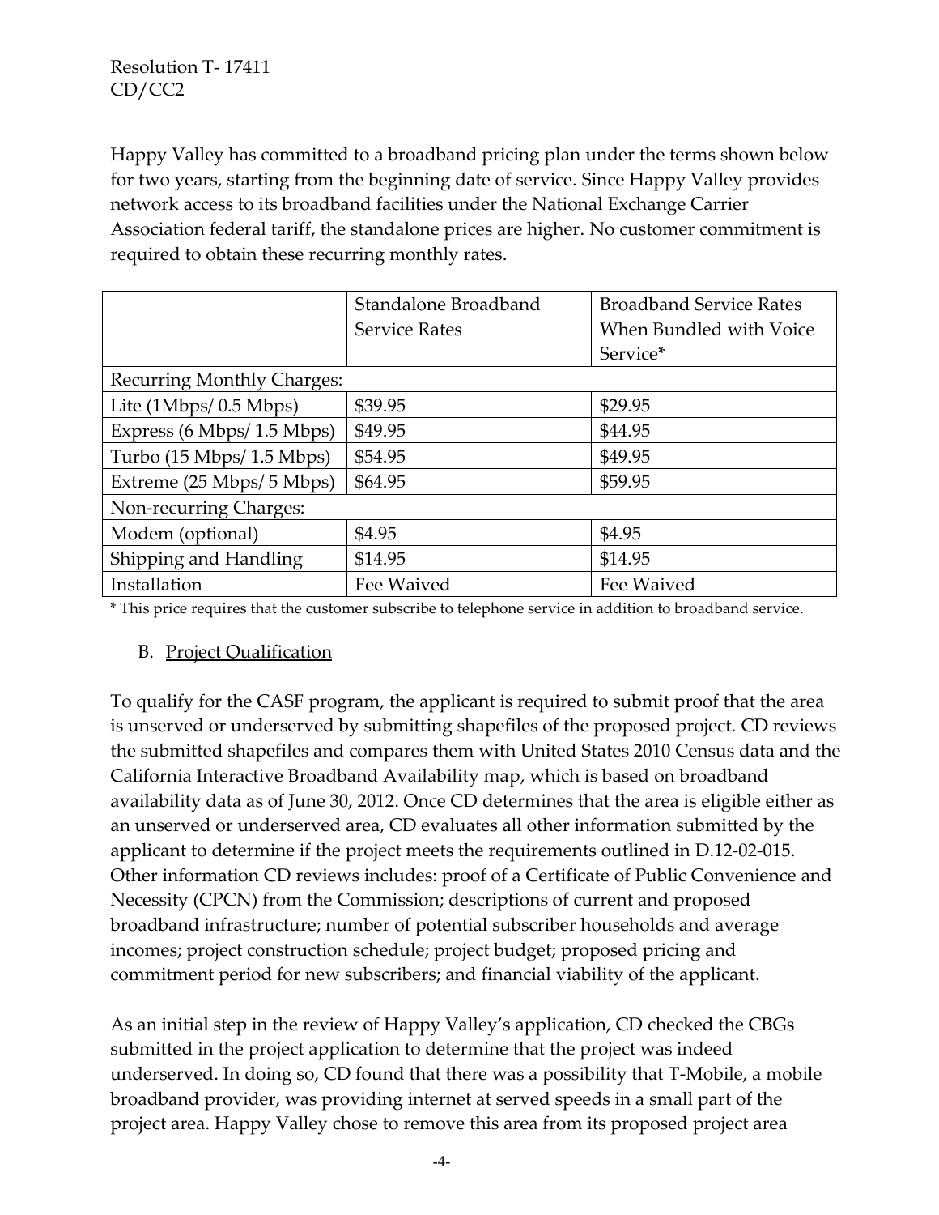Happy Valley has committed to a broadband pricing plan under the terms shown below for two years, starting from the beginning date of service. Since Happy Valley provides network access to its broadband facilities under the National Exchange Carrier Association federal tariff, the standalone prices are higher. No customer commitment is required to obtain these recurring monthly rates.

| | Standalone Broadband Service Rates | Broadband Service Rates When Bundled with Voice Service* |
|---|---|---|
| Recurring Monthly Charges: | | |
| Lite (1Mbps/ 0.5 Mbps) | $39.95 | $29.95 |
| Express (6 Mbps/ 1.5 Mbps) | $49.95 | $44.95 |
| Turbo (15 Mbps/ 1.5 Mbps) | $54.95 | $49.95 |
| Extreme (25 Mbps/ 5 Mbps) | $64.95 | $59.95 |
| Non-recurring Charges: | | |
| Modem (optional) | $4.95 | $4.95 |
| Shipping and Handling | $14.95 | $14.95 |
| Installation | Fee Waived | Fee Waived |

\* This price requires that the customer subscribe to telephone service in addition to broadband service.

B. Project Qualification

To qualify for the CASF program, the applicant is required to submit proof that the area is unserved or underserved by submitting shapefiles of the proposed project. CD reviews the submitted shapefiles and compares them with United States 2010 Census data and the California Interactive Broadband Availability map, which is based on broadband availability data as of June 30, 2012. Once CD determines that the area is eligible either as an unserved or underserved area, CD evaluates all other information submitted by the applicant to determine if the project meets the requirements outlined in D.12-02-015. Other information CD reviews includes: proof of a Certificate of Public Convenience and Necessity (CPCN) from the Commission; descriptions of current and proposed broadband infrastructure; number of potential subscriber households and average incomes; project construction schedule; project budget; proposed pricing and commitment period for new subscribers; and financial viability of the applicant.

As an initial step in the review of Happy Valley's application, CD checked the CBGs submitted in the project application to determine that the project was indeed underserved. In doing so, CD found that there was a possibility that T-Mobile, a mobile broadband provider, was providing internet at served speeds in a small part of the project area. Happy Valley chose to remove this area from its proposed project area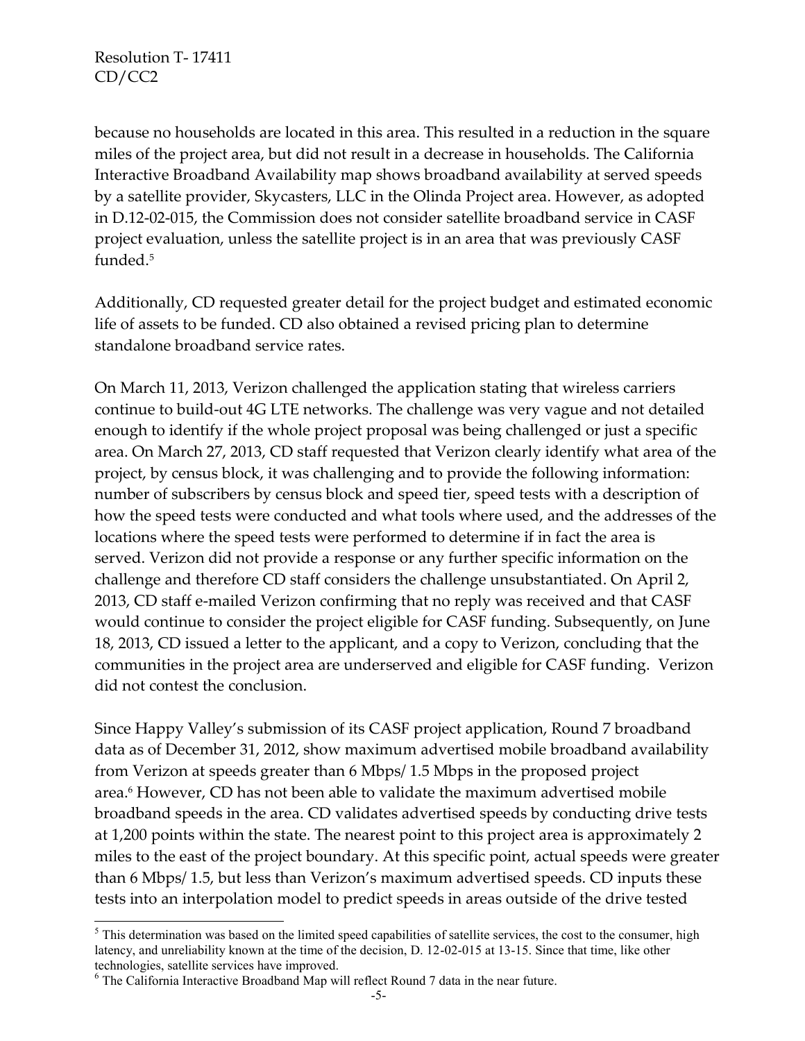because no households are located in this area. This resulted in a reduction in the square miles of the project area, but did not result in a decrease in households. The California Interactive Broadband Availability map shows broadband availability at served speeds by a satellite provider, Skycasters, LLC in the Olinda Project area. However, as adopted in D.12-02-015, the Commission does not consider satellite broadband service in CASF project evaluation, unless the satellite project is in an area that was previously CASF funded.[5]

Additionally, CD requested greater detail for the project budget and estimated economic life of assets to be funded. CD also obtained a revised pricing plan to determine standalone broadband service rates.

On March 11, 2013, Verizon challenged the application stating that wireless carriers continue to build-out 4G LTE networks. The challenge was very vague and not detailed enough to identify if the whole project proposal was being challenged or just a specific area. On March 27, 2013, CD staff requested that Verizon clearly identify what area of the project, by census block, it was challenging and to provide the following information: number of subscribers by census block and speed tier, speed tests with a description of how the speed tests were conducted and what tools where used, and the addresses of the locations where the speed tests were performed to determine if in fact the area is served. Verizon did not provide a response or any further specific information on the challenge and therefore CD staff considers the challenge unsubstantiated. On April 2, 2013, CD staff e-mailed Verizon confirming that no reply was received and that CASF would continue to consider the project eligible for CASF funding. Subsequently, on June 18, 2013, CD issued a letter to the applicant, and a copy to Verizon, concluding that the communities in the project area are underserved and eligible for CASF funding. Verizon did not contest the conclusion.

Since Happy Valley's submission of its CASF project application, Round 7 broadband data as of December 31, 2012, show maximum advertised mobile broadband availability from Verizon at speeds greater than 6 Mbps/ 1.5 Mbps in the proposed project area.[6] However, CD has not been able to validate the maximum advertised mobile broadband speeds in the area. CD validates advertised speeds by conducting drive tests at 1,200 points within the state. The nearest point to this project area is approximately 2 miles to the east of the project boundary. At this specific point, actual speeds were greater than 6 Mbps/ 1.5, but less than Verizon's maximum advertised speeds. CD inputs these tests into an interpolation model to predict speeds in areas outside of the drive tested

[5] This determination was based on the limited speed capabilities of satellite services, the cost to the consumer, high latency, and unreliability known at the time of the decision, D. 12-02-015 at 13-15. Since that time, like other technologies, satellite services have improved.

[6] The California Interactive Broadband Map will reflect Round 7 data in the near future.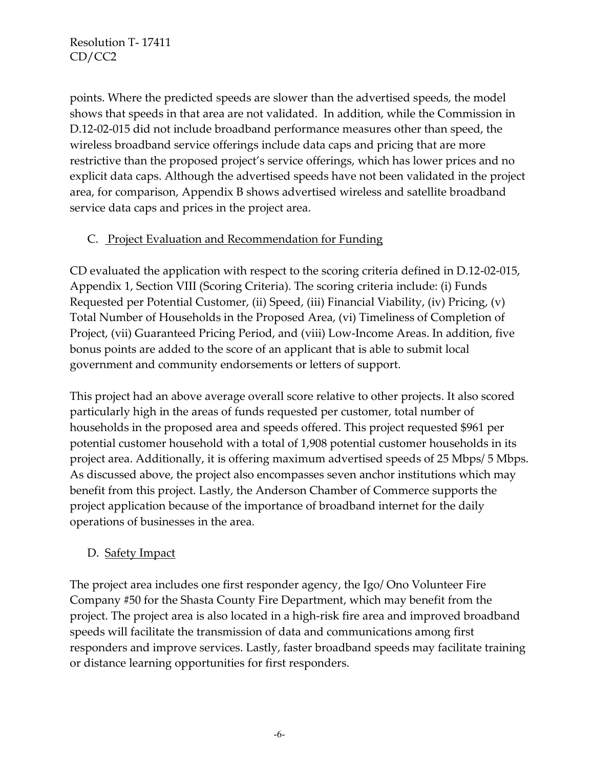points. Where the predicted speeds are slower than the advertised speeds, the model shows that speeds in that area are not validated. In addition, while the Commission in D.12-02-015 did not include broadband performance measures other than speed, the wireless broadband service offerings include data caps and pricing that are more restrictive than the proposed project's service offerings, which has lower prices and no explicit data caps. Although the advertised speeds have not been validated in the project area, for comparison, Appendix B shows advertised wireless and satellite broadband service data caps and prices in the project area.

C. Project Evaluation and Recommendation for Funding

CD evaluated the application with respect to the scoring criteria defined in D.12-02-015, Appendix 1, Section VIII (Scoring Criteria). The scoring criteria include: (i) Funds Requested per Potential Customer, (ii) Speed, (iii) Financial Viability, (iv) Pricing, (v) Total Number of Households in the Proposed Area, (vi) Timeliness of Completion of Project, (vii) Guaranteed Pricing Period, and (viii) Low-Income Areas. In addition, five bonus points are added to the score of an applicant that is able to submit local government and community endorsements or letters of support.

This project had an above average overall score relative to other projects. It also scored particularly high in the areas of funds requested per customer, total number of households in the proposed area and speeds offered. This project requested $961 per potential customer household with a total of 1,908 potential customer households in its project area. Additionally, it is offering maximum advertised speeds of 25 Mbps/ 5 Mbps. As discussed above, the project also encompasses seven anchor institutions which may benefit from this project. Lastly, the Anderson Chamber of Commerce supports the project application because of the importance of broadband internet for the daily operations of businesses in the area.

D. Safety Impact

The project area includes one first responder agency, the Igo/ Ono Volunteer Fire Company #50 for the Shasta County Fire Department, which may benefit from the project. The project area is also located in a high-risk fire area and improved broadband speeds will facilitate the transmission of data and communications among first responders and improve services. Lastly, faster broadband speeds may facilitate training or distance learning opportunities for first responders.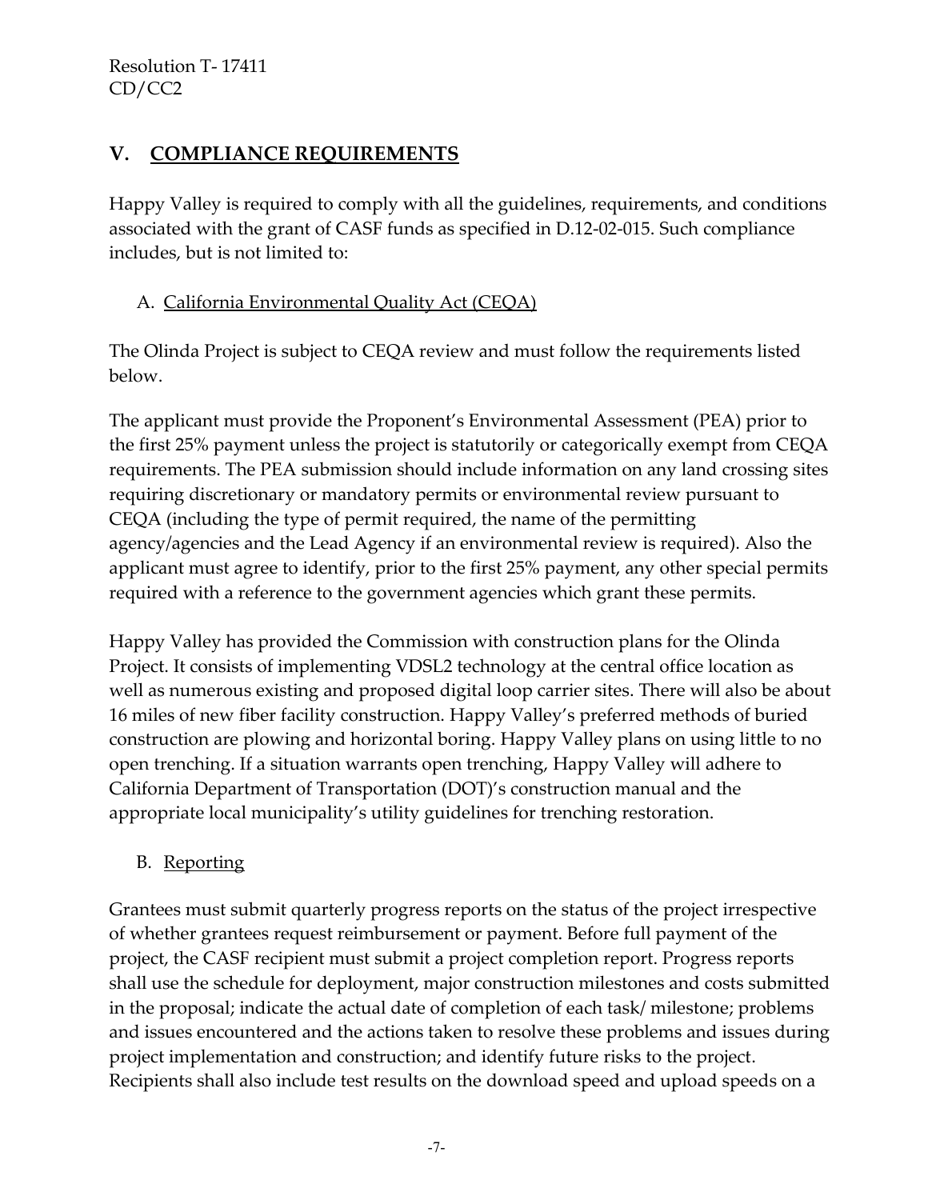## V. COMPLIANCE REQUIREMENTS

Happy Valley is required to comply with all the guidelines, requirements, and conditions associated with the grant of CASF funds as specified in D.12-02-015. Such compliance includes, but is not limited to:

### A. California Environmental Quality Act (CEQA)

The Olinda Project is subject to CEQA review and must follow the requirements listed below.

The applicant must provide the Proponent's Environmental Assessment (PEA) prior to the first 25% payment unless the project is statutorily or categorically exempt from CEQA requirements. The PEA submission should include information on any land crossing sites requiring discretionary or mandatory permits or environmental review pursuant to CEQA (including the type of permit required, the name of the permitting agency/agencies and the Lead Agency if an environmental review is required). Also the applicant must agree to identify, prior to the first 25% payment, any other special permits required with a reference to the government agencies which grant these permits.

Happy Valley has provided the Commission with construction plans for the Olinda Project. It consists of implementing VDSL2 technology at the central office location as well as numerous existing and proposed digital loop carrier sites. There will also be about 16 miles of new fiber facility construction. Happy Valley's preferred methods of buried construction are plowing and horizontal boring. Happy Valley plans on using little to no open trenching. If a situation warrants open trenching, Happy Valley will adhere to California Department of Transportation (DOT)'s construction manual and the appropriate local municipality's utility guidelines for trenching restoration.

### B. Reporting

Grantees must submit quarterly progress reports on the status of the project irrespective of whether grantees request reimbursement or payment. Before full payment of the project, the CASF recipient must submit a project completion report. Progress reports shall use the schedule for deployment, major construction milestones and costs submitted in the proposal; indicate the actual date of completion of each task/ milestone; problems and issues encountered and the actions taken to resolve these problems and issues during project implementation and construction; and identify future risks to the project. Recipients shall also include test results on the download speed and upload speeds on a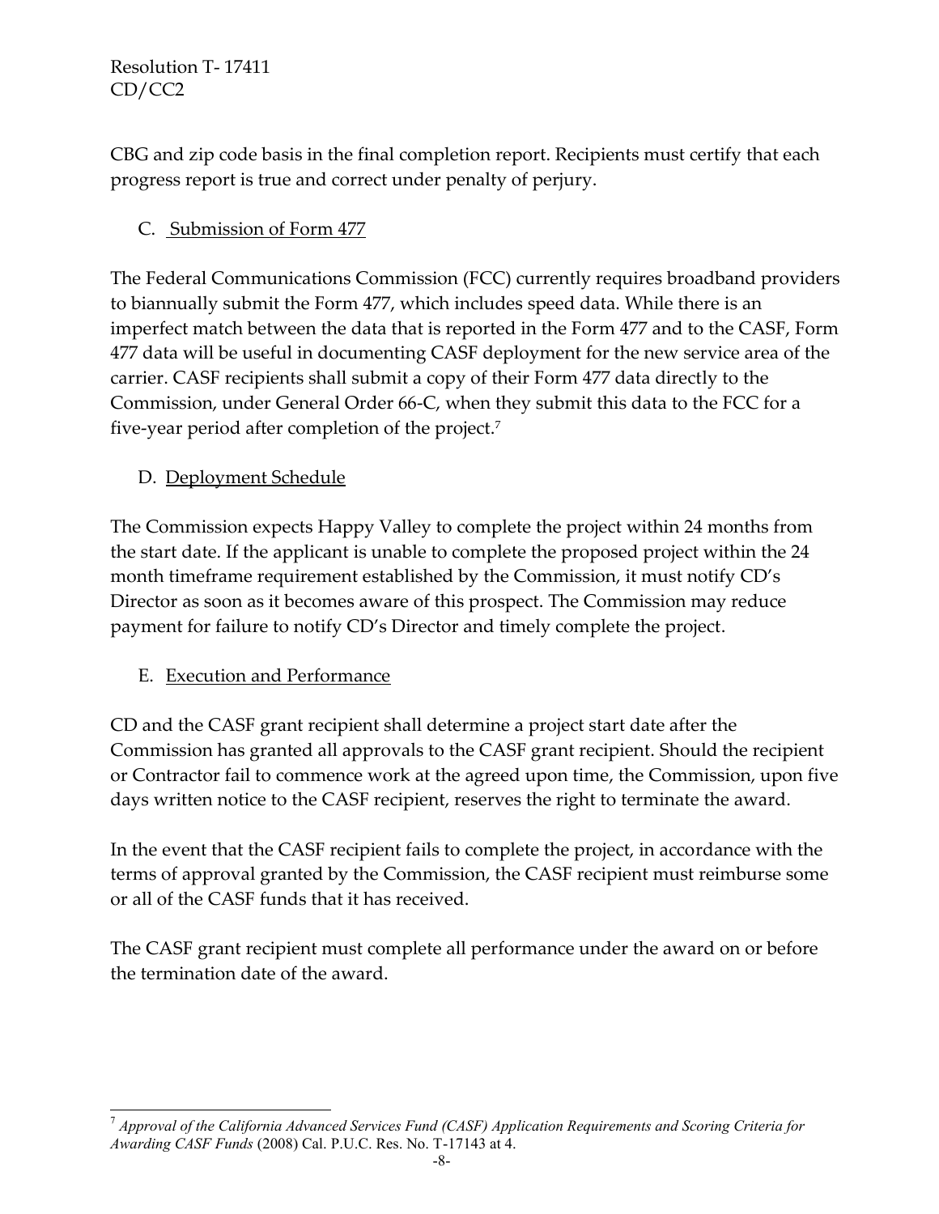CBG and zip code basis in the final completion report. Recipients must certify that each progress report is true and correct under penalty of perjury.

### C. Submission of Form 477

The Federal Communications Commission (FCC) currently requires broadband providers to biannually submit the Form 477, which includes speed data. While there is an imperfect match between the data that is reported in the Form 477 and to the CASF, Form 477 data will be useful in documenting CASF deployment for the new service area of the carrier. CASF recipients shall submit a copy of their Form 477 data directly to the Commission, under General Order 66-C, when they submit this data to the FCC for a five-year period after completion of the project.[7]

### D. Deployment Schedule

The Commission expects Happy Valley to complete the project within 24 months from the start date. If the applicant is unable to complete the proposed project within the 24 month timeframe requirement established by the Commission, it must notify CD's Director as soon as it becomes aware of this prospect. The Commission may reduce payment for failure to notify CD's Director and timely complete the project.

### E. Execution and Performance

CD and the CASF grant recipient shall determine a project start date after the Commission has granted all approvals to the CASF grant recipient. Should the recipient or Contractor fail to commence work at the agreed upon time, the Commission, upon five days written notice to the CASF recipient, reserves the right to terminate the award.

In the event that the CASF recipient fails to complete the project, in accordance with the terms of approval granted by the Commission, the CASF recipient must reimburse some or all of the CASF funds that it has received.

The CASF grant recipient must complete all performance under the award on or before the termination date of the award.

---

[7] *Approval of the California Advanced Services Fund (CASF) Application Requirements and Scoring Criteria for Awarding CASF Funds* (2008) Cal. P.U.C. Res. No. T-17143 at 4.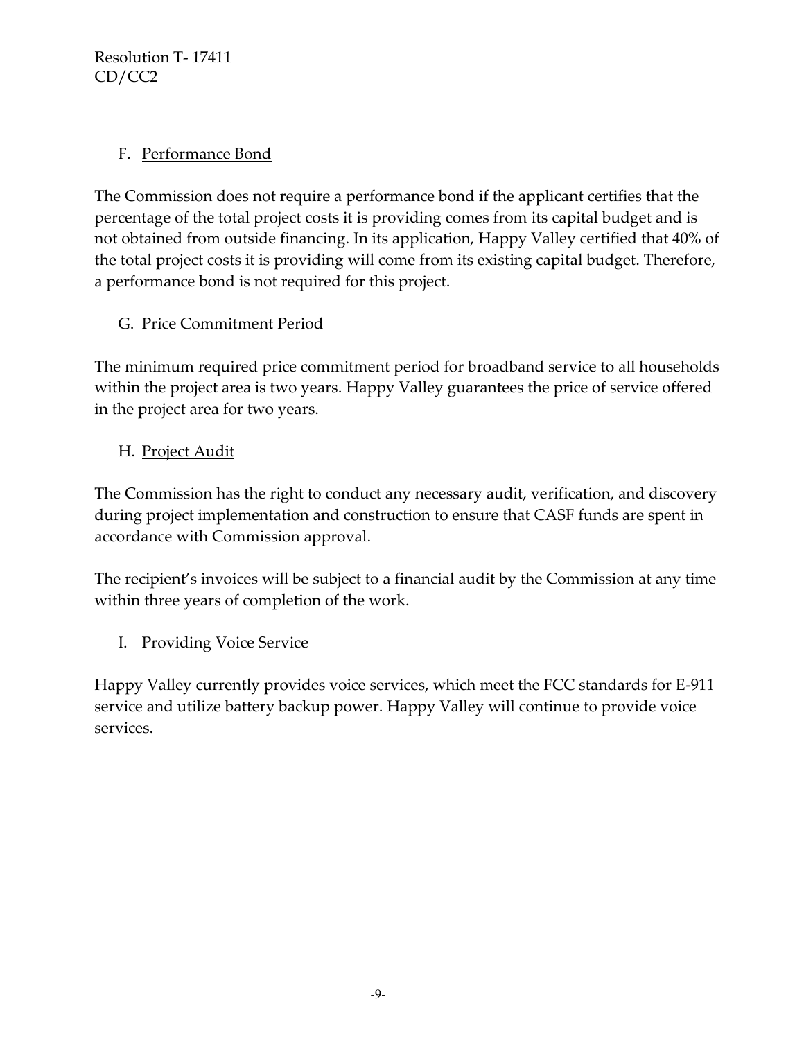### F. Performance Bond

The Commission does not require a performance bond if the applicant certifies that the percentage of the total project costs it is providing comes from its capital budget and is not obtained from outside financing. In its application, Happy Valley certified that 40% of the total project costs it is providing will come from its existing capital budget. Therefore, a performance bond is not required for this project.

### G. Price Commitment Period

The minimum required price commitment period for broadband service to all households within the project area is two years. Happy Valley guarantees the price of service offered in the project area for two years.

### H. Project Audit

The Commission has the right to conduct any necessary audit, verification, and discovery during project implementation and construction to ensure that CASF funds are spent in accordance with Commission approval.

The recipient's invoices will be subject to a financial audit by the Commission at any time within three years of completion of the work.

### I. Providing Voice Service

Happy Valley currently provides voice services, which meet the FCC standards for E-911 service and utilize battery backup power. Happy Valley will continue to provide voice services.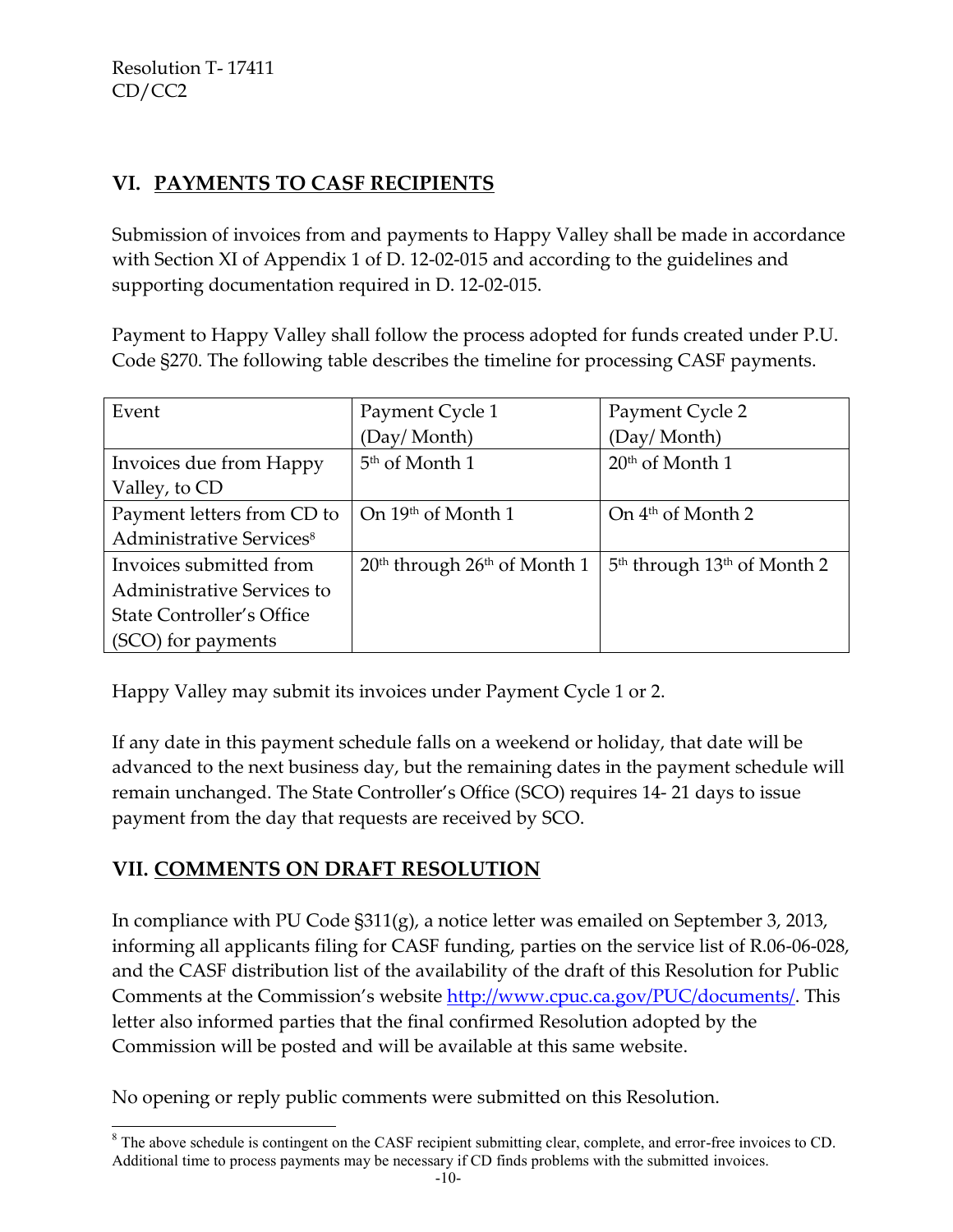## VI. PAYMENTS TO CASF RECIPIENTS

Submission of invoices from and payments to Happy Valley shall be made in accordance with Section XI of Appendix 1 of D. 12-02-015 and according to the guidelines and supporting documentation required in D. 12-02-015.

Payment to Happy Valley shall follow the process adopted for funds created under P.U. Code §270. The following table describes the timeline for processing CASF payments.

| Event | Payment Cycle 1 (Day/ Month) | Payment Cycle 2 (Day/ Month) |
| --- | --- | --- |
| Invoices due from Happy Valley, to CD | 5th of Month 1 | 20th of Month 1 |
| Payment letters from CD to Administrative Services[8] | On 19th of Month 1 | On 4th of Month 2 |
| Invoices submitted from Administrative Services to State Controller's Office (SCO) for payments | 20th through 26th of Month 1 | 5th through 13th of Month 2 |

Happy Valley may submit its invoices under Payment Cycle 1 or 2.

If any date in this payment schedule falls on a weekend or holiday, that date will be advanced to the next business day, but the remaining dates in the payment schedule will remain unchanged. The State Controller's Office (SCO) requires 14- 21 days to issue payment from the day that requests are received by SCO.

## VII. COMMENTS ON DRAFT RESOLUTION

In compliance with PU Code §311(g), a notice letter was emailed on September 3, 2013, informing all applicants filing for CASF funding, parties on the service list of R.06-06-028, and the CASF distribution list of the availability of the draft of this Resolution for Public Comments at the Commission's website http://www.cpuc.ca.gov/PUC/documents/. This letter also informed parties that the final confirmed Resolution adopted by the Commission will be posted and will be available at this same website.

No opening or reply public comments were submitted on this Resolution.

[8] The above schedule is contingent on the CASF recipient submitting clear, complete, and error-free invoices to CD. Additional time to process payments may be necessary if CD finds problems with the submitted invoices.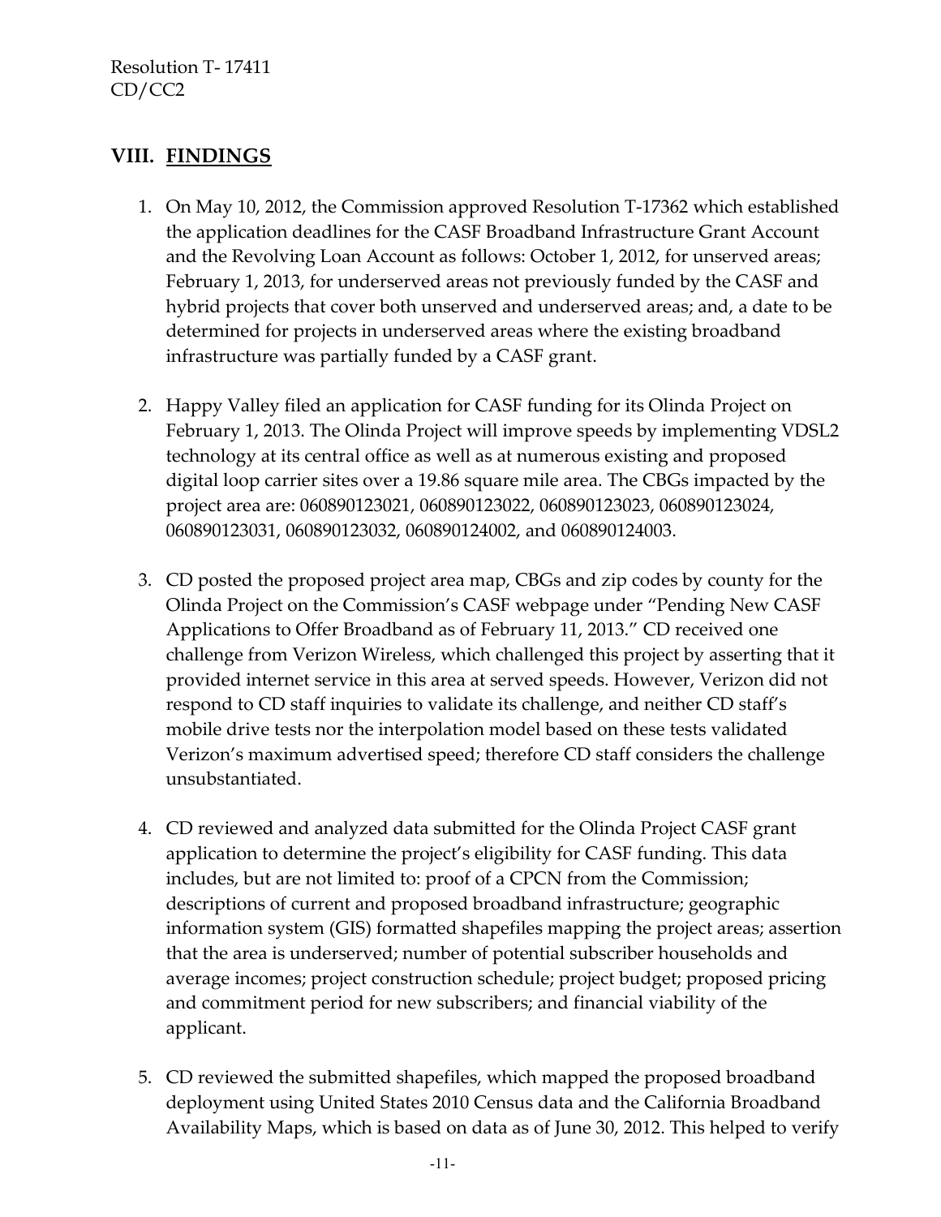## VIII. FINDINGS

1. On May 10, 2012, the Commission approved Resolution T-17362 which established the application deadlines for the CASF Broadband Infrastructure Grant Account and the Revolving Loan Account as follows: October 1, 2012, for unserved areas; February 1, 2013, for underserved areas not previously funded by the CASF and hybrid projects that cover both unserved and underserved areas; and, a date to be determined for projects in underserved areas where the existing broadband infrastructure was partially funded by a CASF grant.

2. Happy Valley filed an application for CASF funding for its Olinda Project on February 1, 2013. The Olinda Project will improve speeds by implementing VDSL2 technology at its central office as well as at numerous existing and proposed digital loop carrier sites over a 19.86 square mile area. The CBGs impacted by the project area are: 060890123021, 060890123022, 060890123023, 060890123024, 060890123031, 060890123032, 060890124002, and 060890124003.

3. CD posted the proposed project area map, CBGs and zip codes by county for the Olinda Project on the Commission's CASF webpage under "Pending New CASF Applications to Offer Broadband as of February 11, 2013." CD received one challenge from Verizon Wireless, which challenged this project by asserting that it provided internet service in this area at served speeds. However, Verizon did not respond to CD staff inquiries to validate its challenge, and neither CD staff's mobile drive tests nor the interpolation model based on these tests validated Verizon's maximum advertised speed; therefore CD staff considers the challenge unsubstantiated.

4. CD reviewed and analyzed data submitted for the Olinda Project CASF grant application to determine the project's eligibility for CASF funding. This data includes, but are not limited to: proof of a CPCN from the Commission; descriptions of current and proposed broadband infrastructure; geographic information system (GIS) formatted shapefiles mapping the project areas; assertion that the area is underserved; number of potential subscriber households and average incomes; project construction schedule; project budget; proposed pricing and commitment period for new subscribers; and financial viability of the applicant.

5. CD reviewed the submitted shapefiles, which mapped the proposed broadband deployment using United States 2010 Census data and the California Broadband Availability Maps, which is based on data as of June 30, 2012. This helped to verify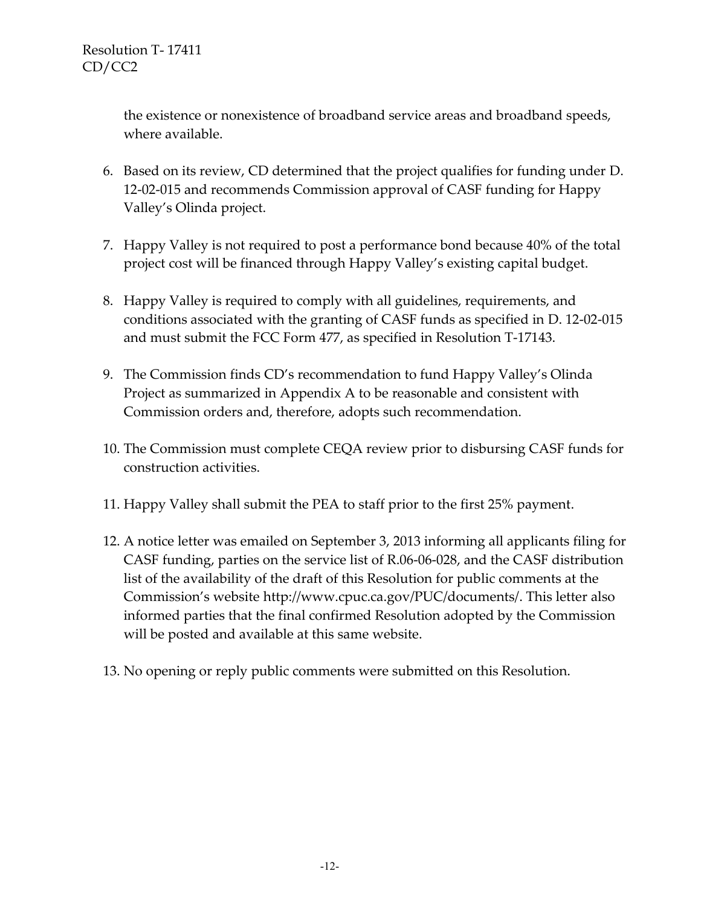the existence or nonexistence of broadband service areas and broadband speeds, where available.

6. Based on its review, CD determined that the project qualifies for funding under D. 12-02-015 and recommends Commission approval of CASF funding for Happy Valley's Olinda project.

7. Happy Valley is not required to post a performance bond because 40% of the total project cost will be financed through Happy Valley's existing capital budget.

8. Happy Valley is required to comply with all guidelines, requirements, and conditions associated with the granting of CASF funds as specified in D. 12-02-015 and must submit the FCC Form 477, as specified in Resolution T-17143.

9. The Commission finds CD's recommendation to fund Happy Valley's Olinda Project as summarized in Appendix A to be reasonable and consistent with Commission orders and, therefore, adopts such recommendation.

10. The Commission must complete CEQA review prior to disbursing CASF funds for construction activities.

11. Happy Valley shall submit the PEA to staff prior to the first 25% payment.

12. A notice letter was emailed on September 3, 2013 informing all applicants filing for CASF funding, parties on the service list of R.06-06-028, and the CASF distribution list of the availability of the draft of this Resolution for public comments at the Commission's website http://www.cpuc.ca.gov/PUC/documents/. This letter also informed parties that the final confirmed Resolution adopted by the Commission will be posted and available at this same website.

13. No opening or reply public comments were submitted on this Resolution.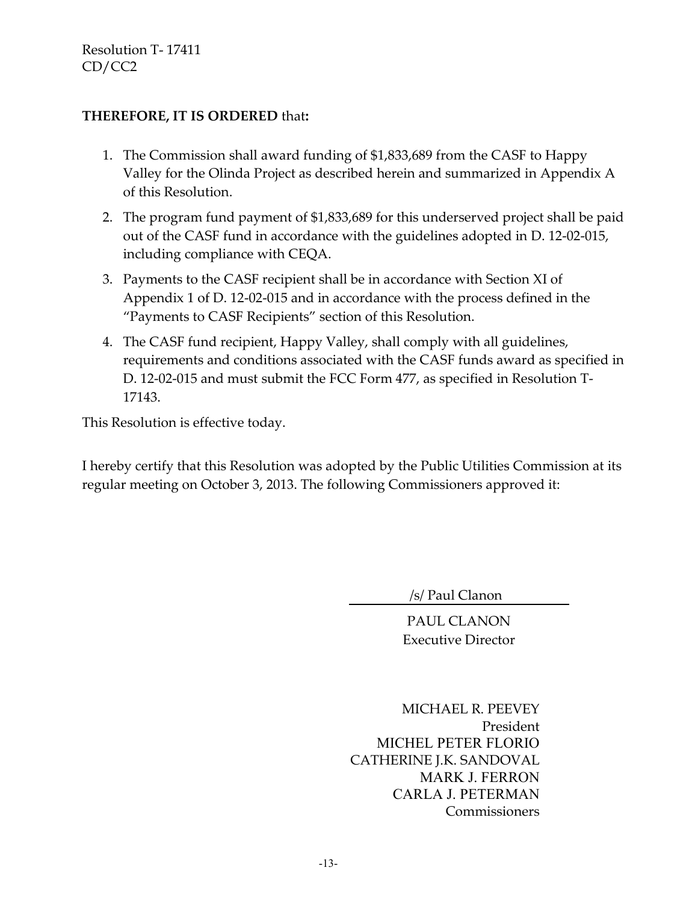**THEREFORE, IT IS ORDERED** that**:**

1. The Commission shall award funding of $1,833,689 from the CASF to Happy Valley for the Olinda Project as described herein and summarized in Appendix A of this Resolution.
2. The program fund payment of $1,833,689 for this underserved project shall be paid out of the CASF fund in accordance with the guidelines adopted in D. 12-02-015, including compliance with CEQA.
3. Payments to the CASF recipient shall be in accordance with Section XI of Appendix 1 of D. 12-02-015 and in accordance with the process defined in the "Payments to CASF Recipients" section of this Resolution.
4. The CASF fund recipient, Happy Valley, shall comply with all guidelines, requirements and conditions associated with the CASF funds award as specified in D. 12-02-015 and must submit the FCC Form 477, as specified in Resolution T-17143.

This Resolution is effective today.

I hereby certify that this Resolution was adopted by the Public Utilities Commission at its regular meeting on October 3, 2013. The following Commissioners approved it:

/s/ Paul Clanon

PAUL CLANON
Executive Director

MICHAEL R. PEEVEY
President
MICHEL PETER FLORIO
CATHERINE J.K. SANDOVAL
MARK J. FERRON
CARLA J. PETERMAN
Commissioners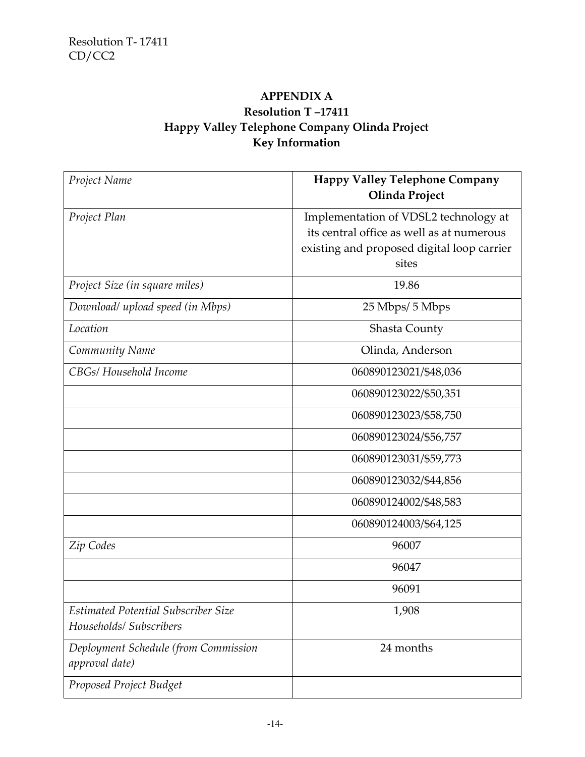**APPENDIX A**

**Resolution T –17411**

**Happy Valley Telephone Company Olinda Project**

**Key Information**

| *Project Name* | **Happy Valley Telephone Company Olinda Project** |
|---|---|
| *Project Plan* | Implementation of VDSL2 technology at its central office as well as at numerous existing and proposed digital loop carrier sites |
| *Project Size (in square miles)* | 19.86 |
| *Download/ upload speed (in Mbps)* | 25 Mbps/ 5 Mbps |
| *Location* | Shasta County |
| *Community Name* | Olinda, Anderson |
| *CBGs/ Household Income* | 060890123021/$48,036 |
| | 060890123022/$50,351 |
| | 060890123023/$58,750 |
| | 060890123024/$56,757 |
| | 060890123031/$59,773 |
| | 060890123032/$44,856 |
| | 060890124002/$48,583 |
| | 060890124003/$64,125 |
| *Zip Codes* | 96007 |
| | 96047 |
| | 96091 |
| *Estimated Potential Subscriber Size Households/ Subscribers* | 1,908 |
| *Deployment Schedule (from Commission approval date)* | 24 months |
| *Proposed Project Budget* | |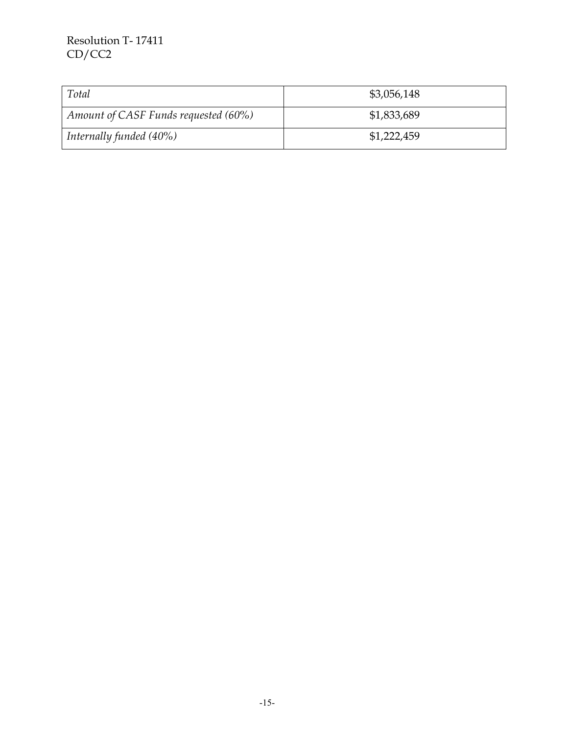| *Total* | $3,056,148 |
|---|---|
| *Amount of CASF Funds requested (60%)* | $1,833,689 |
| *Internally funded (40%)* | $1,222,459 |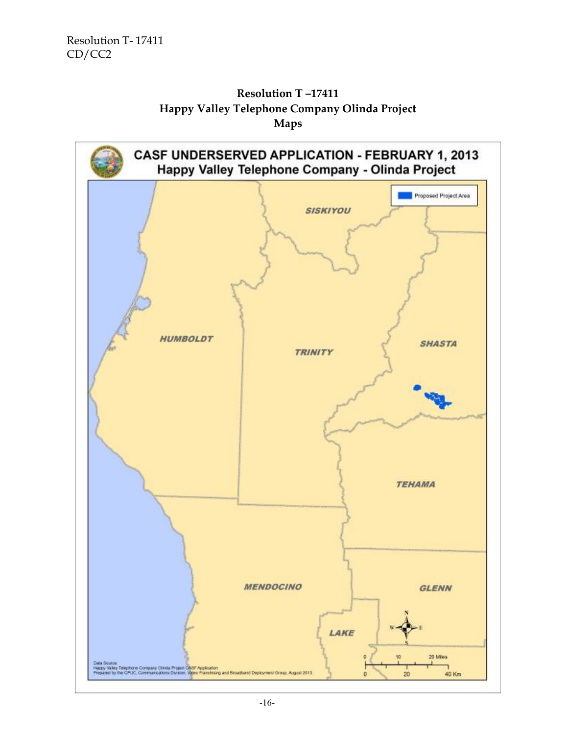# Resolution T –17411
## Happy Valley Telephone Company Olinda Project
## Maps

CASF UNDERSERVED APPLICATION - FEBRUARY 1, 2013
Happy Valley Telephone Company - Olinda Project

Proposed Project Area

SISKIYOU

HUMBOLDT

TRINITY

SHASTA

TEHAMA

MENDOCINO

GLENN

LAKE

0 10 20 Miles

0 20 40 Km

Data Source:
Happy Valley Telephone Company Olinda Project CASF Application
Prepared by the CPUC, Communications Division, Video Franchising and Broadband Deployment Group, August 2013.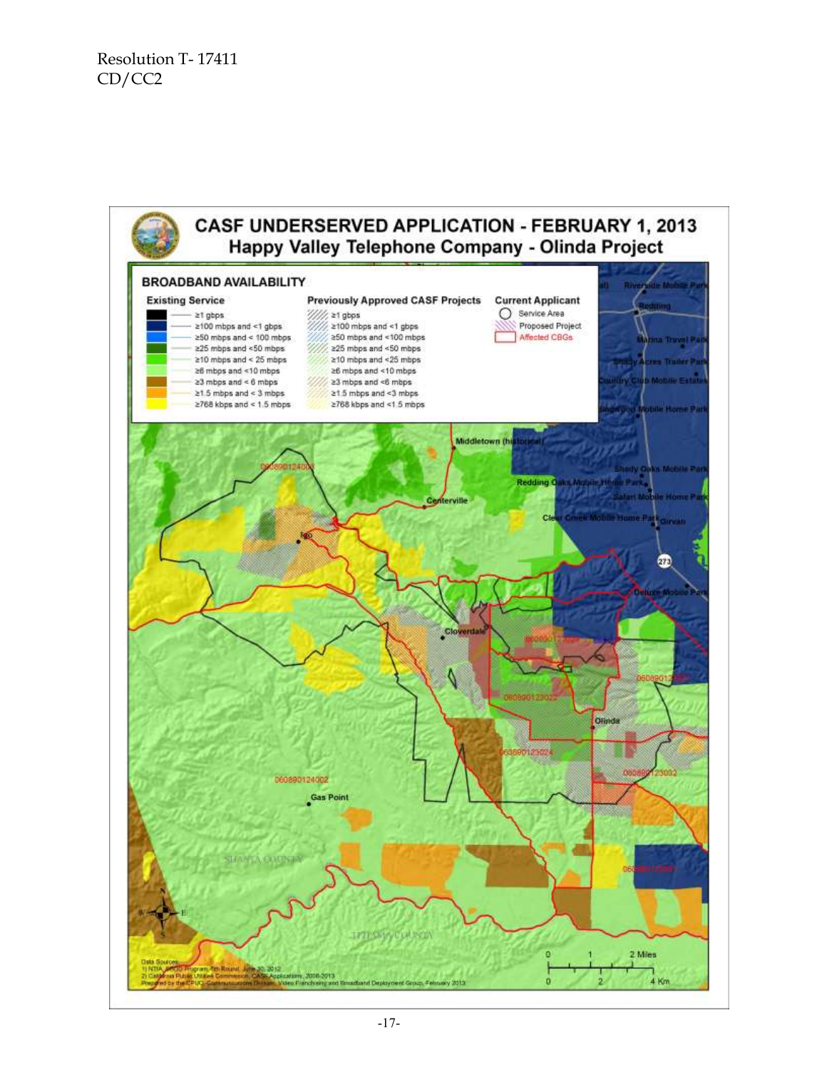Resolution T- 17411
CD/CC2

# CASF UNDERSERVED APPLICATION - FEBRUARY 1, 2013
## Happy Valley Telephone Company - Olinda Project

**BROADBAND AVAILABILITY**

| Existing Service | Previously Approved CASF Projects | Current Applicant |
|---|---|---|
| ≥1 gbps | ≥1 gbps | Service Area |
| ≥100 mbps and <1 gbps | ≥100 mbps and <1 gbps | Proposed Project |
| ≥50 mbps and < 100 mbps | ≥50 mbps and <100 mbps | Affected CBGs |
| ≥25 mbps and <50 mbps | ≥25 mbps and <50 mbps | |
| ≥10 mbps and < 25 mbps | ≥10 mbps and <25 mbps | |
| ≥6 mbps and <10 mbps | ≥6 mbps and <10 mbps | |
| ≥3 mbps and < 6 mbps | ≥3 mbps and <6 mbps | |
| ≥1.5 mbps and < 3 mbps | ≥1.5 mbps and <3 mbps | |
| ≥768 kbps and < 1.5 mbps | ≥768 kbps and <1.5 mbps | |

Data Sources:
1) NTIA SBDD Program, 5th Round, June 30, 2012
2) California Public Utilities Commission, CASF Applications, 2008-2013
Prepared by the CPUC Communications Division, Video Franchising and Broadband Deployment Group, February 2013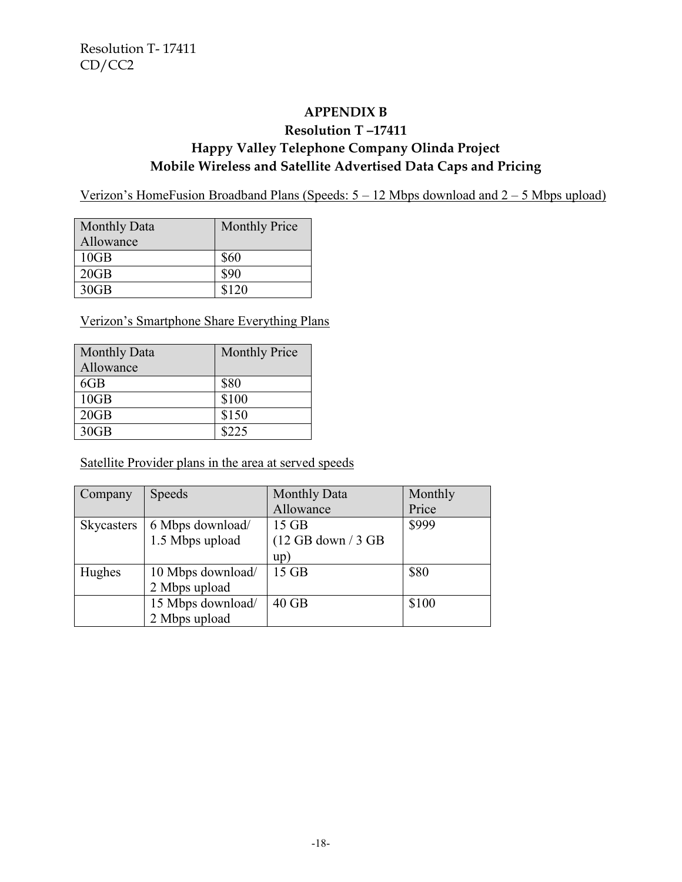## APPENDIX B

## Resolution T –17411

## Happy Valley Telephone Company Olinda Project

## Mobile Wireless and Satellite Advertised Data Caps and Pricing

Verizon's HomeFusion Broadband Plans (Speeds: 5 – 12 Mbps download and 2 – 5 Mbps upload)

| Monthly Data Allowance | Monthly Price |
|---|---|
| 10GB | $60 |
| 20GB | $90 |
| 30GB | $120 |

Verizon's Smartphone Share Everything Plans

| Monthly Data Allowance | Monthly Price |
|---|---|
| 6GB | $80 |
| 10GB | $100 |
| 20GB | $150 |
| 30GB | $225 |

Satellite Provider plans in the area at served speeds

| Company | Speeds | Monthly Data Allowance | Monthly Price |
|---|---|---|---|
| Skycasters | 6 Mbps download/ 1.5 Mbps upload | 15 GB (12 GB down / 3 GB up) | $999 |
| Hughes | 10 Mbps download/ 2 Mbps upload | 15 GB | $80 |
| | 15 Mbps download/ 2 Mbps upload | 40 GB | $100 |